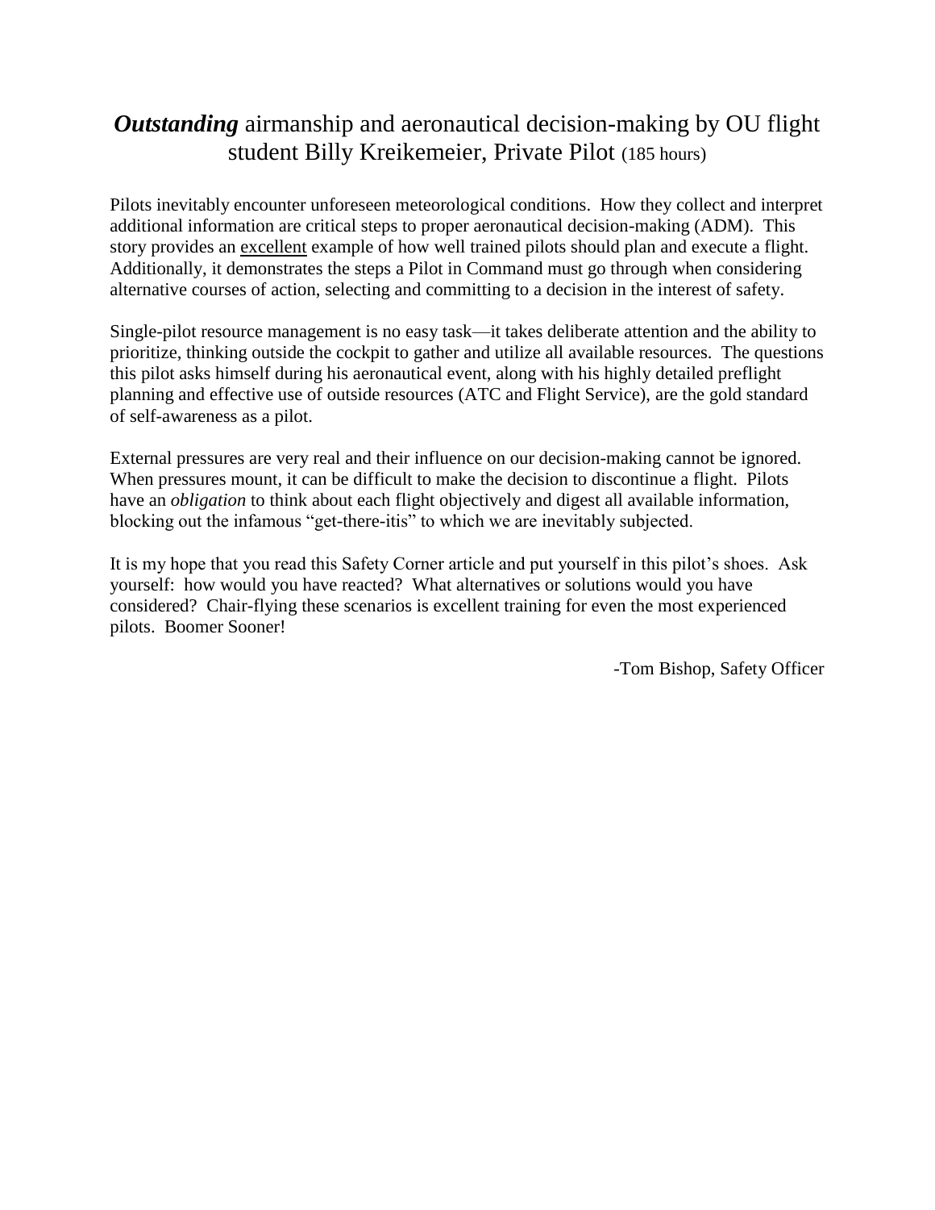# ***Outstanding*** airmanship and aeronautical decision-making by OU flight student Billy Kreikemeier, Private Pilot (185 hours)

Pilots inevitably encounter unforeseen meteorological conditions. How they collect and interpret additional information are critical steps to proper aeronautical decision-making (ADM). This story provides an <u>excellent</u> example of how well trained pilots should plan and execute a flight. Additionally, it demonstrates the steps a Pilot in Command must go through when considering alternative courses of action, selecting and committing to a decision in the interest of safety.

Single-pilot resource management is no easy task—it takes deliberate attention and the ability to prioritize, thinking outside the cockpit to gather and utilize all available resources. The questions this pilot asks himself during his aeronautical event, along with his highly detailed preflight planning and effective use of outside resources (ATC and Flight Service), are the gold standard of self-awareness as a pilot.

External pressures are very real and their influence on our decision-making cannot be ignored. When pressures mount, it can be difficult to make the decision to discontinue a flight. Pilots have an *obligation* to think about each flight objectively and digest all available information, blocking out the infamous "get-there-itis" to which we are inevitably subjected.

It is my hope that you read this Safety Corner article and put yourself in this pilot's shoes. Ask yourself: how would you have reacted? What alternatives or solutions would you have considered? Chair-flying these scenarios is excellent training for even the most experienced pilots. Boomer Sooner!

-Tom Bishop, Safety Officer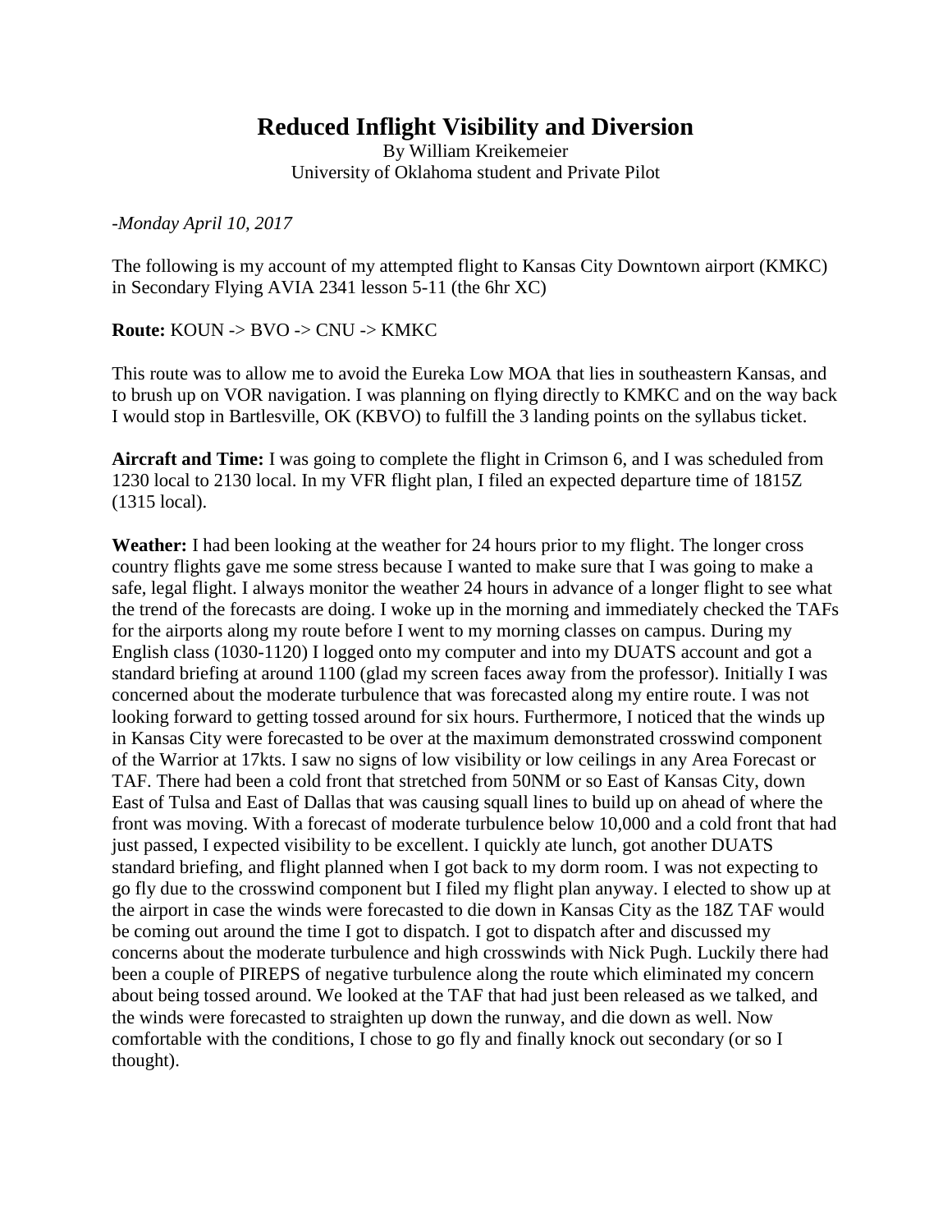# Reduced Inflight Visibility and Diversion

By William Kreikemeier
University of Oklahoma student and Private Pilot

*-Monday April 10, 2017*

The following is my account of my attempted flight to Kansas City Downtown airport (KMKC) in Secondary Flying AVIA 2341 lesson 5-11 (the 6hr XC)

**Route:** KOUN -> BVO -> CNU -> KMKC

This route was to allow me to avoid the Eureka Low MOA that lies in southeastern Kansas, and to brush up on VOR navigation. I was planning on flying directly to KMKC and on the way back I would stop in Bartlesville, OK (KBVO) to fulfill the 3 landing points on the syllabus ticket.

**Aircraft and Time:** I was going to complete the flight in Crimson 6, and I was scheduled from 1230 local to 2130 local. In my VFR flight plan, I filed an expected departure time of 1815Z (1315 local).

**Weather:** I had been looking at the weather for 24 hours prior to my flight. The longer cross country flights gave me some stress because I wanted to make sure that I was going to make a safe, legal flight. I always monitor the weather 24 hours in advance of a longer flight to see what the trend of the forecasts are doing. I woke up in the morning and immediately checked the TAFs for the airports along my route before I went to my morning classes on campus. During my English class (1030-1120) I logged onto my computer and into my DUATS account and got a standard briefing at around 1100 (glad my screen faces away from the professor). Initially I was concerned about the moderate turbulence that was forecasted along my entire route. I was not looking forward to getting tossed around for six hours. Furthermore, I noticed that the winds up in Kansas City were forecasted to be over at the maximum demonstrated crosswind component of the Warrior at 17kts. I saw no signs of low visibility or low ceilings in any Area Forecast or TAF. There had been a cold front that stretched from 50NM or so East of Kansas City, down East of Tulsa and East of Dallas that was causing squall lines to build up on ahead of where the front was moving. With a forecast of moderate turbulence below 10,000 and a cold front that had just passed, I expected visibility to be excellent. I quickly ate lunch, got another DUATS standard briefing, and flight planned when I got back to my dorm room. I was not expecting to go fly due to the crosswind component but I filed my flight plan anyway. I elected to show up at the airport in case the winds were forecasted to die down in Kansas City as the 18Z TAF would be coming out around the time I got to dispatch. I got to dispatch after and discussed my concerns about the moderate turbulence and high crosswinds with Nick Pugh. Luckily there had been a couple of PIREPS of negative turbulence along the route which eliminated my concern about being tossed around. We looked at the TAF that had just been released as we talked, and the winds were forecasted to straighten up down the runway, and die down as well. Now comfortable with the conditions, I chose to go fly and finally knock out secondary (or so I thought).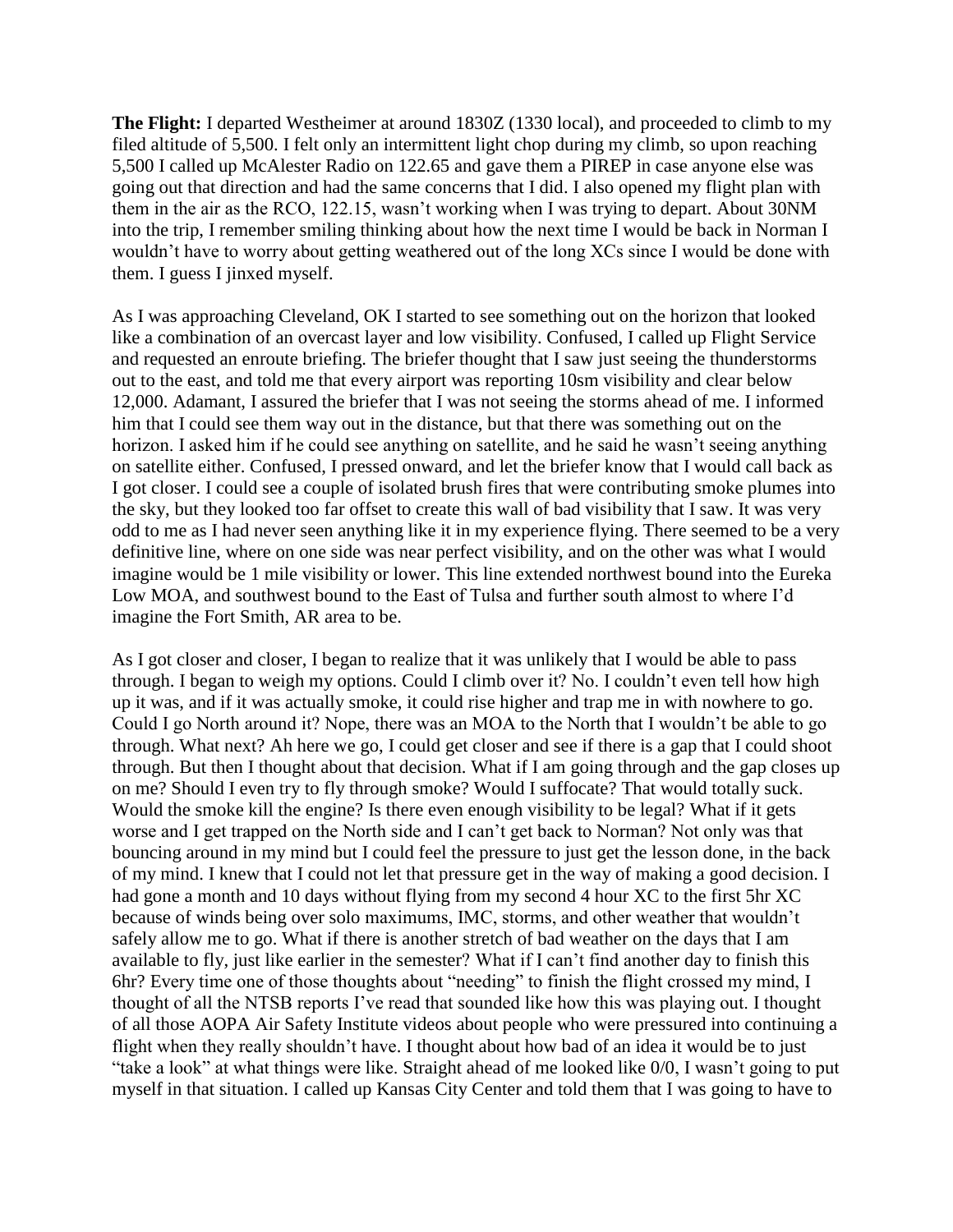**The Flight:** I departed Westheimer at around 1830Z (1330 local), and proceeded to climb to my filed altitude of 5,500. I felt only an intermittent light chop during my climb, so upon reaching 5,500 I called up McAlester Radio on 122.65 and gave them a PIREP in case anyone else was going out that direction and had the same concerns that I did. I also opened my flight plan with them in the air as the RCO, 122.15, wasn't working when I was trying to depart. About 30NM into the trip, I remember smiling thinking about how the next time I would be back in Norman I wouldn't have to worry about getting weathered out of the long XCs since I would be done with them. I guess I jinxed myself.

As I was approaching Cleveland, OK I started to see something out on the horizon that looked like a combination of an overcast layer and low visibility. Confused, I called up Flight Service and requested an enroute briefing. The briefer thought that I saw just seeing the thunderstorms out to the east, and told me that every airport was reporting 10sm visibility and clear below 12,000. Adamant, I assured the briefer that I was not seeing the storms ahead of me. I informed him that I could see them way out in the distance, but that there was something out on the horizon. I asked him if he could see anything on satellite, and he said he wasn't seeing anything on satellite either. Confused, I pressed onward, and let the briefer know that I would call back as I got closer. I could see a couple of isolated brush fires that were contributing smoke plumes into the sky, but they looked too far offset to create this wall of bad visibility that I saw. It was very odd to me as I had never seen anything like it in my experience flying. There seemed to be a very definitive line, where on one side was near perfect visibility, and on the other was what I would imagine would be 1 mile visibility or lower. This line extended northwest bound into the Eureka Low MOA, and southwest bound to the East of Tulsa and further south almost to where I'd imagine the Fort Smith, AR area to be.

As I got closer and closer, I began to realize that it was unlikely that I would be able to pass through. I began to weigh my options. Could I climb over it? No. I couldn't even tell how high up it was, and if it was actually smoke, it could rise higher and trap me in with nowhere to go. Could I go North around it? Nope, there was an MOA to the North that I wouldn't be able to go through. What next? Ah here we go, I could get closer and see if there is a gap that I could shoot through. But then I thought about that decision. What if I am going through and the gap closes up on me? Should I even try to fly through smoke? Would I suffocate? That would totally suck. Would the smoke kill the engine? Is there even enough visibility to be legal? What if it gets worse and I get trapped on the North side and I can't get back to Norman? Not only was that bouncing around in my mind but I could feel the pressure to just get the lesson done, in the back of my mind. I knew that I could not let that pressure get in the way of making a good decision. I had gone a month and 10 days without flying from my second 4 hour XC to the first 5hr XC because of winds being over solo maximums, IMC, storms, and other weather that wouldn't safely allow me to go. What if there is another stretch of bad weather on the days that I am available to fly, just like earlier in the semester? What if I can't find another day to finish this 6hr? Every time one of those thoughts about "needing" to finish the flight crossed my mind, I thought of all the NTSB reports I've read that sounded like how this was playing out. I thought of all those AOPA Air Safety Institute videos about people who were pressured into continuing a flight when they really shouldn't have. I thought about how bad of an idea it would be to just "take a look" at what things were like. Straight ahead of me looked like 0/0, I wasn't going to put myself in that situation. I called up Kansas City Center and told them that I was going to have to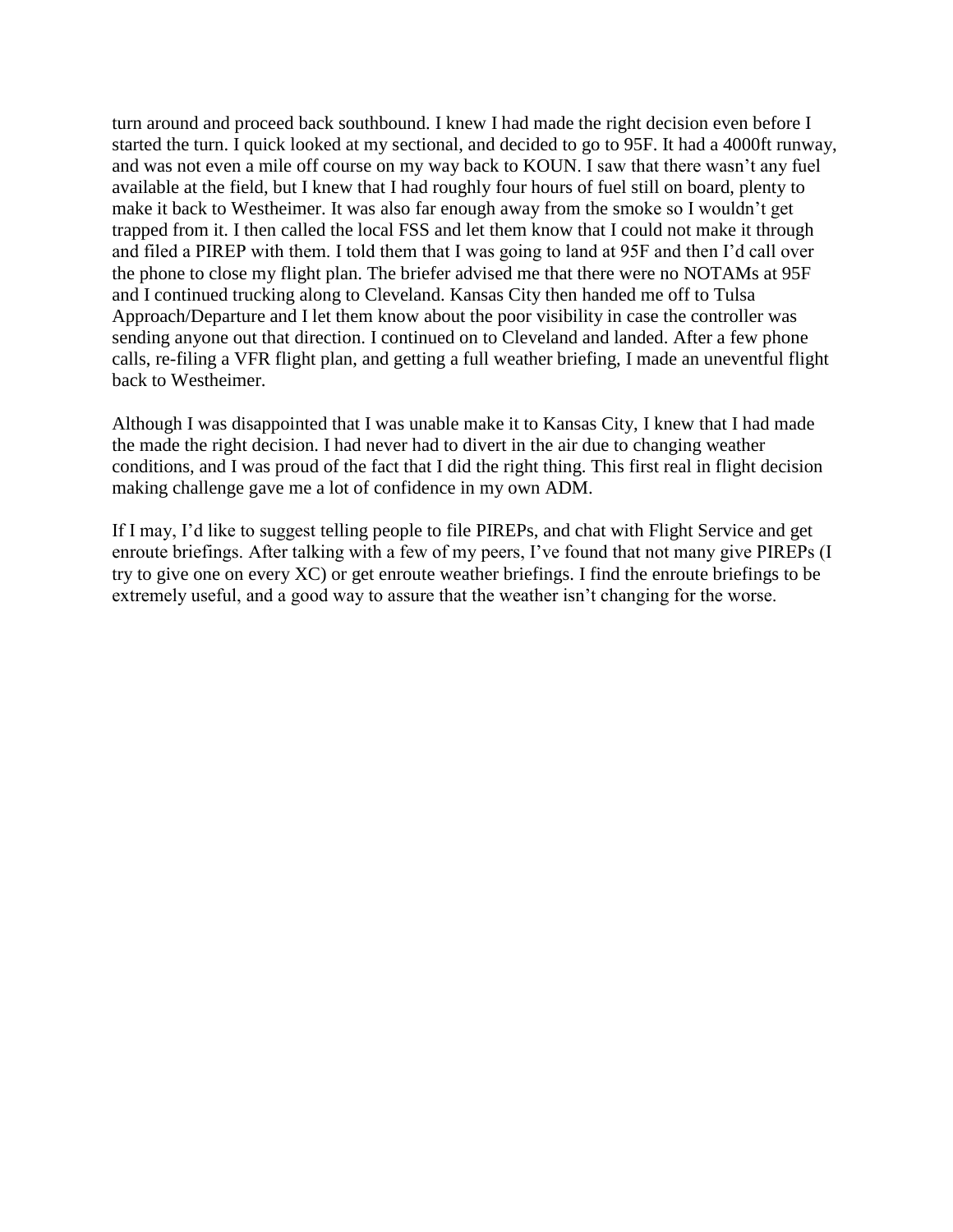turn around and proceed back southbound. I knew I had made the right decision even before I started the turn. I quick looked at my sectional, and decided to go to 95F. It had a 4000ft runway, and was not even a mile off course on my way back to KOUN. I saw that there wasn't any fuel available at the field, but I knew that I had roughly four hours of fuel still on board, plenty to make it back to Westheimer. It was also far enough away from the smoke so I wouldn't get trapped from it. I then called the local FSS and let them know that I could not make it through and filed a PIREP with them. I told them that I was going to land at 95F and then I'd call over the phone to close my flight plan. The briefer advised me that there were no NOTAMs at 95F and I continued trucking along to Cleveland. Kansas City then handed me off to Tulsa Approach/Departure and I let them know about the poor visibility in case the controller was sending anyone out that direction. I continued on to Cleveland and landed. After a few phone calls, re-filing a VFR flight plan, and getting a full weather briefing, I made an uneventful flight back to Westheimer.

Although I was disappointed that I was unable make it to Kansas City, I knew that I had made the made the right decision. I had never had to divert in the air due to changing weather conditions, and I was proud of the fact that I did the right thing. This first real in flight decision making challenge gave me a lot of confidence in my own ADM.

If I may, I'd like to suggest telling people to file PIREPs, and chat with Flight Service and get enroute briefings. After talking with a few of my peers, I've found that not many give PIREPs (I try to give one on every XC) or get enroute weather briefings. I find the enroute briefings to be extremely useful, and a good way to assure that the weather isn't changing for the worse.